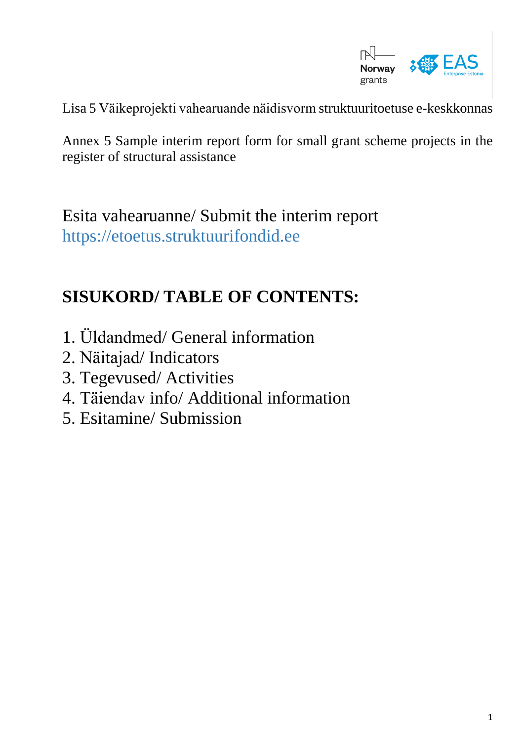Lisa 5 Väikeprojekti vahearuande näidisvorm struktuuritoetuse e-keskkonnas

Annex 5 Sample interim report form for small grant scheme projects in the register of structural assistance

Esita vahearuanne/ Submit the interim report
https://etoetus.struktuurifondid.ee

## SISUKORD/ TABLE OF CONTENTS:

1. Üldandmed/ General information
2. Näitajad/ Indicators
3. Tegevused/ Activities
4. Täiendav info/ Additional information
5. Esitamine/ Submission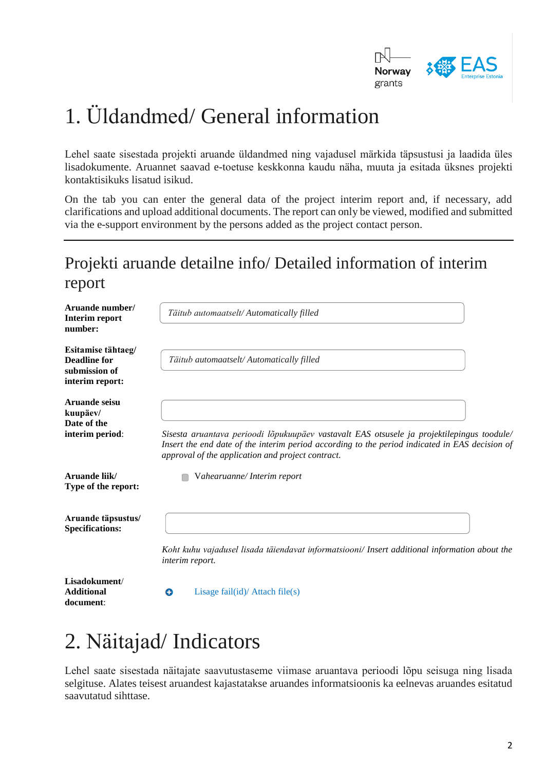# 1. Üldandmed/ General information

Lehel saate sisestada projekti aruande üldandmed ning vajadusel märkida täpsustusi ja laadida üles lisadokumente. Aruannet saavad e-toetuse keskkonna kaudu näha, muuta ja esitada üksnes projekti kontaktisikuks lisatud isikud.

On the tab you can enter the general data of the project interim report and, if necessary, add clarifications and upload additional documents. The report can only be viewed, modified and submitted via the e-support environment by the persons added as the project contact person.

---

## Projekti aruande detailne info/ Detailed information of interim report

**Aruande number/ Interim report number:**

*Täitub automaatselt/ Automatically filled*

**Esitamise tähtaeg/ Deadline for submission of interim report:**

*Täitub automaatselt/ Automatically filled*

**Aruande seisu kuupäev/ Date of the interim period**:

*Sisesta aruantava perioodi lõpukuupäev vastavalt EAS otsusele ja projektilepingus toodule/ Insert the end date of the interim period according to the period indicated in EAS decision of approval of the application and project contract.*

**Aruande liik/ Type of the report:**

Vahearuanne/ Interim report

**Aruande täpsustus/ Specifications:**

*Koht kuhu vajadusel lisada täiendavat informatsiooni/ Insert additional information about the interim report.*

**Lisadokument/ Additional document**:

Lisage fail(id)/ Attach file(s)

# 2. Näitajad/ Indicators

Lehel saate sisestada näitajate saavutustaseme viimase aruantava perioodi lõpu seisuga ning lisada selgituse. Alates teisest aruandest kajastatakse aruandes informatsioonis ka eelnevas aruandes esitatud saavutatud sihttase.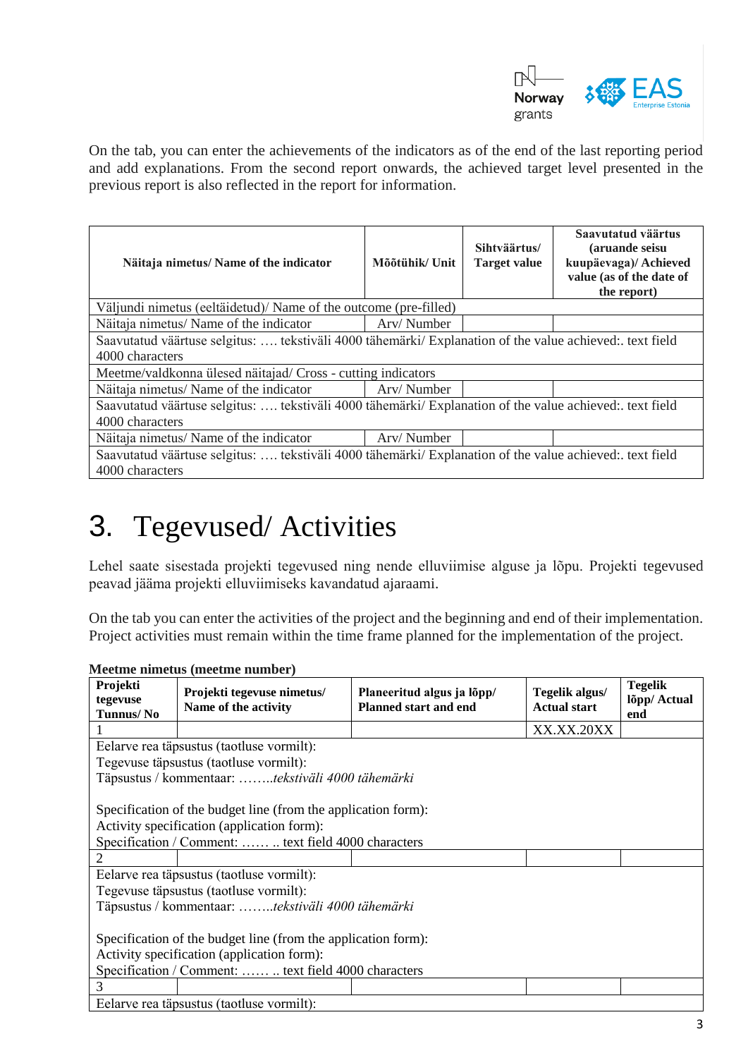On the tab, you can enter the achievements of the indicators as of the end of the last reporting period and add explanations. From the second report onwards, the achieved target level presented in the previous report is also reflected in the report for information.

| **Näitaja nimetus/ Name of the indicator** | **Mõõtühik/ Unit** | **Sihtväärtus/ Target value** | **Saavutatud väärtus (aruande seisu kuupäevaga)/ Achieved value (as of the date of the report)** |
|---|---|---|---|
| Väljundi nimetus (eeltäidetud)/ Name of the outcome (pre-filled) | | | |
| Näitaja nimetus/ Name of the indicator | Arv/ Number | | |
| Saavutatud väärtuse selgitus: …. tekstiväli 4000 tähemärki/ Explanation of the value achieved:. text field 4000 characters | | | |
| Meetme/valdkonna ülesed näitajad/ Cross - cutting indicators | | | |
| Näitaja nimetus/ Name of the indicator | Arv/ Number | | |
| Saavutatud väärtuse selgitus: …. tekstiväli 4000 tähemärki/ Explanation of the value achieved:. text field 4000 characters | | | |
| Näitaja nimetus/ Name of the indicator | Arv/ Number | | |
| Saavutatud väärtuse selgitus: …. tekstiväli 4000 tähemärki/ Explanation of the value achieved:. text field 4000 characters | | | |

# 3. Tegevused/ Activities

Lehel saate sisestada projekti tegevused ning nende elluviimise alguse ja lõpu. Projekti tegevused peavad jääma projekti elluviimiseks kavandatud ajaraami.

On the tab you can enter the activities of the project and the beginning and end of their implementation. Project activities must remain within the time frame planned for the implementation of the project.

**Meetme nimetus (meetme number)**

| **Projekti tegevuse Tunnus/ No** | **Projekti tegevuse nimetus/ Name of the activity** | **Planeeritud algus ja lõpp/ Planned start and end** | **Tegelik algus/ Actual start** | **Tegelik lõpp/ Actual end** |
|---|---|---|---|---|
| 1 | | | XX.XX.20XX | |
| Eelarve rea täpsustus (taotluse vormilt):<br>Tegevuse täpsustus (taotluse vormilt):<br>Täpsustus / kommentaar: ……..*tekstiväli 4000 tähemärki*<br><br>Specification of the budget line (from the application form):<br>Activity specification (application form):<br>Specification / Comment: …… .. text field 4000 characters | | | | |
| 2 | | | | |
| Eelarve rea täpsustus (taotluse vormilt):<br>Tegevuse täpsustus (taotluse vormilt):<br>Täpsustus / kommentaar: ……..*tekstiväli 4000 tähemärki*<br><br>Specification of the budget line (from the application form):<br>Activity specification (application form):<br>Specification / Comment: …… .. text field 4000 characters | | | | |
| 3 | | | | |
| Eelarve rea täpsustus (taotluse vormilt): | | | | |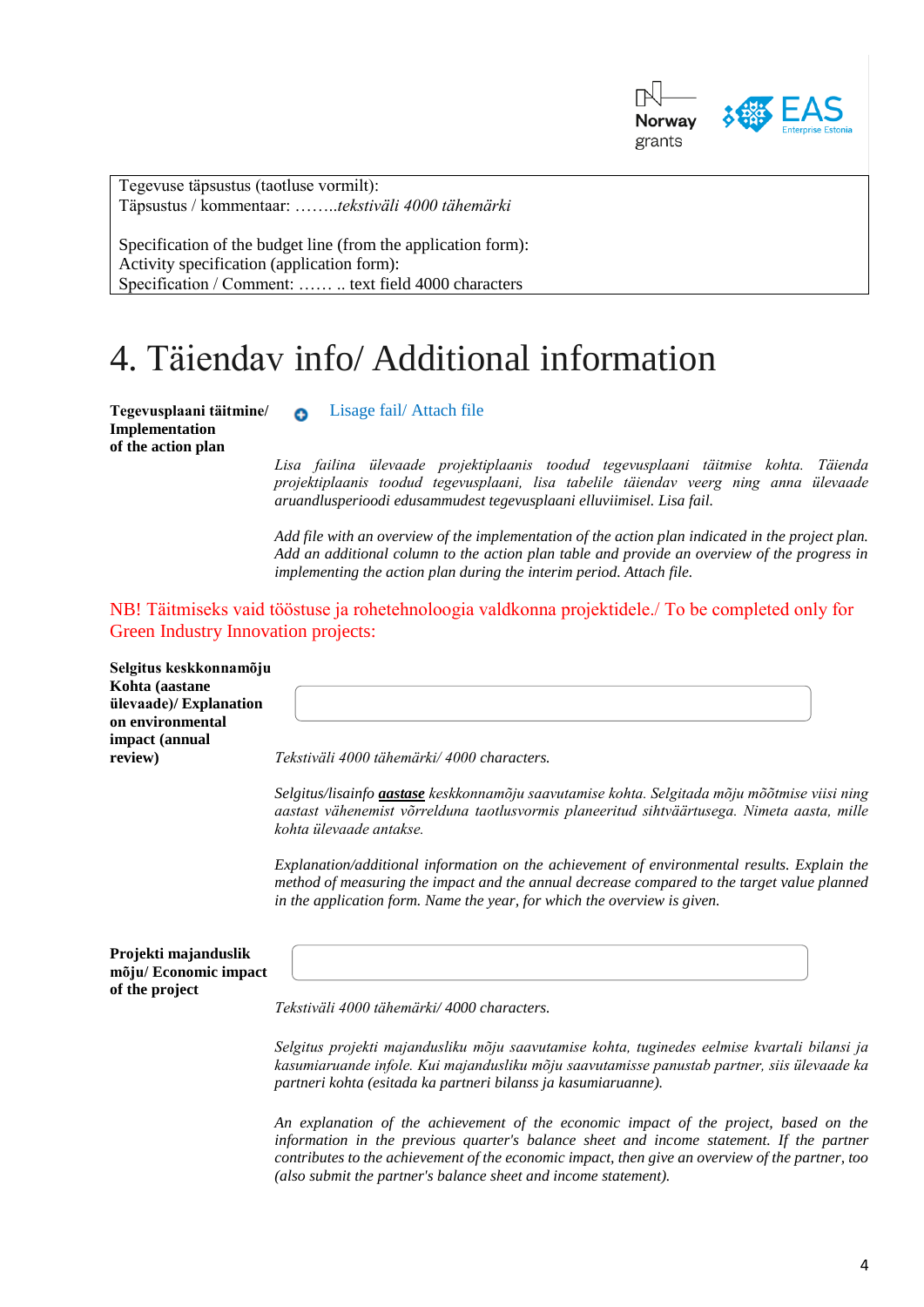Tegevuse täpsustus (taotluse vormilt):
Täpsustus / kommentaar: ……..*tekstiväli 4000 tähemärki*

Specification of the budget line (from the application form):
Activity specification (application form):
Specification / Comment: …… .. text field 4000 characters

# 4. Täiendav info/ Additional information

**Tegevusplaani täitmine/ Implementation of the action plan**

Lisage fail/ Attach file

*Lisa failina ülevaade projektiplaanis toodud tegevusplaani täitmise kohta. Täienda projektiplaanis toodud tegevusplaani, lisa tabelile täiendav veerg ning anna ülevaade aruandlusperioodi edusammudest tegevusplaani elluviimisel. Lisa fail.*

*Add file with an overview of the implementation of the action plan indicated in the project plan. Add an additional column to the action plan table and provide an overview of the progress in implementing the action plan during the interim period. Attach file.*

NB! Täitmiseks vaid tööstuse ja rohetehnoloogia valdkonna projektidele./ To be completed only for Green Industry Innovation projects:

**Selgitus keskkonnamõju Kohta (aastane ülevaade)/ Explanation on environmental impact (annual review)**

*Tekstiväli 4000 tähemärki/ 4000 characters.*

*Selgitus/lisainfo* ***aastase*** *keskkonnamõju saavutamise kohta. Selgitada mõju mõõtmise viisi ning aastast vähenemist võrreldes taotlusvormis planeeritud sihtväärtusega. Nimeta aasta, mille kohta ülevaade antakse.*

*Explanation/additional information on the achievement of environmental results. Explain the method of measuring the impact and the annual decrease compared to the target value planned in the application form. Name the year, for which the overview is given.*

**Projekti majanduslik mõju/ Economic impact of the project**

*Tekstiväli 4000 tähemärki/ 4000 characters.*

*Selgitus projekti majandusliku mõju saavutamise kohta, tuginedes eelmise kvartali bilansi ja kasumiaruande infole. Kui majandusliku mõju saavutamisse panustab partner, siis ülevaade ka partneri kohta (esitada ka partneri bilanss ja kasumiaruanne).*

*An explanation of the achievement of the economic impact of the project, based on the information in the previous quarter's balance sheet and income statement. If the partner contributes to the achievement of the economic impact, then give an overview of the partner, too (also submit the partner's balance sheet and income statement).*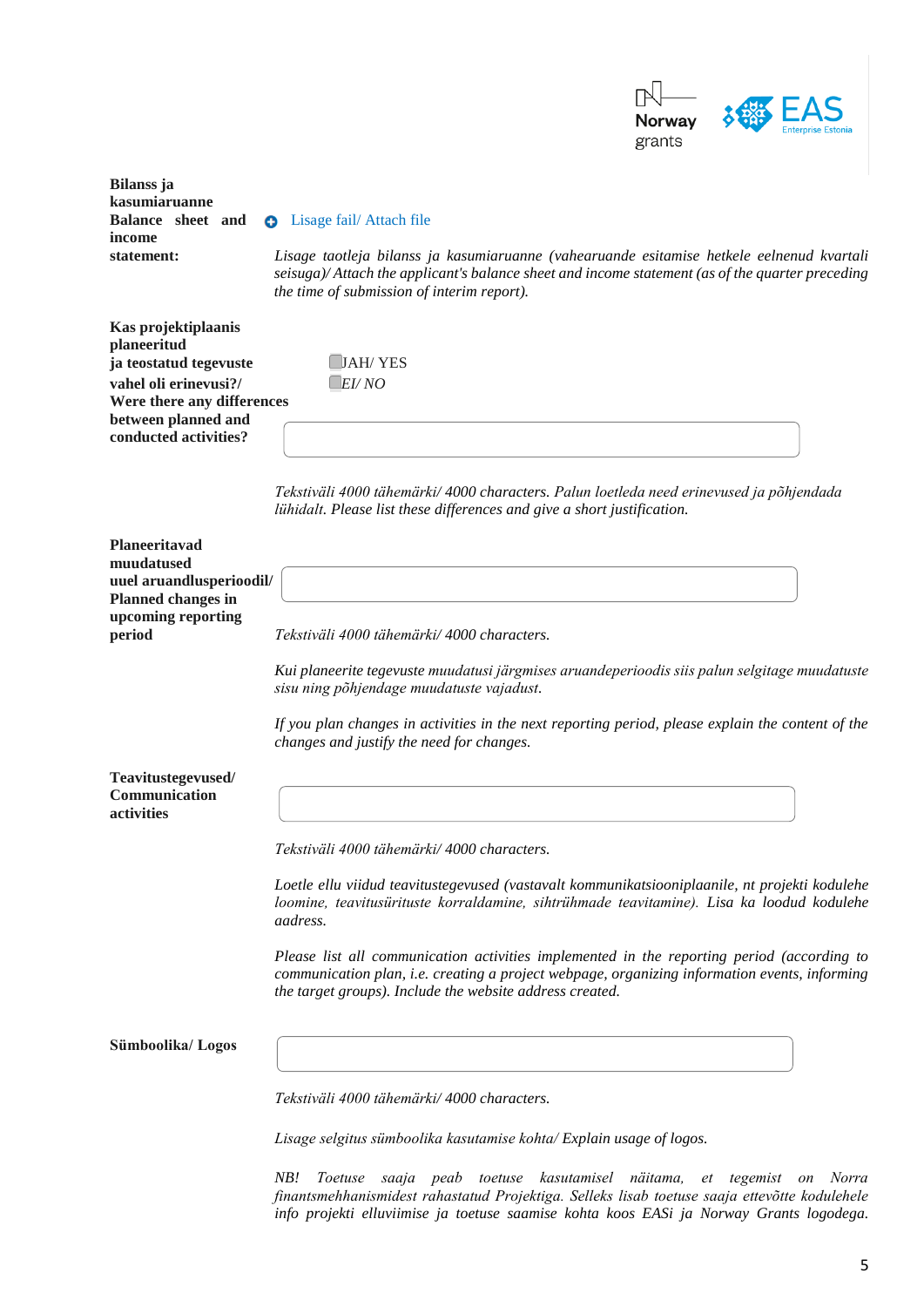**Bilanss ja kasumiaruanne**
**Balance sheet and income statement:**

Lisage fail/ Attach file

*Lisage taotleja bilanss ja kasumiaruanne (vahearuande esitamise hetkele eelnenud kvartali seisuga)/ Attach the applicant's balance sheet and income statement (as of the quarter preceding the time of submission of interim report).*

**Kas projektiplaanis planeeritud ja teostatud tegevuste vahel oli erinevusi?/ Were there any differences between planned and conducted activities?**

☐ JAH/ YES
☐ *EI/ NO*

*Tekstiväli 4000 tähemärki/ 4000 characters. Palun loetleda need erinevused ja põhjendada lühidalt. Please list these differences and give a short justification.*

**Planeeritavad muudatused uuel aruandlusperioodil/ Planned changes in upcoming reporting period**

*Tekstiväli 4000 tähemärki/ 4000 characters.*

*Kui planeerite tegevuste muudatusi järgmises aruandeperioodis siis palun selgitage muudatuste sisu ning põhjendage muudatuste vajadust.*

*If you plan changes in activities in the next reporting period, please explain the content of the changes and justify the need for changes.*

**Teavitustegevused/ Communication activities**

*Tekstiväli 4000 tähemärki/ 4000 characters.*

*Loetle ellu viidud teavitustegevused (vastavalt kommunikatsiooniplaanile, nt projekti kodulehe loomine, teavitusürituste korraldamine, sihtrühmade teavitamine). Lisa ka loodud kodulehe aadress.*

*Please list all communication activities implemented in the reporting period (according to communication plan, i.e. creating a project webpage, organizing information events, informing the target groups). Include the website address created.*

**Sümboolika/ Logos**

*Tekstiväli 4000 tähemärki/ 4000 characters.*

*Lisage selgitus sümboolika kasutamise kohta/ Explain usage of logos.*

*NB! Toetuse saaja peab toetuse kasutamisel näitama, et tegemist on Norra finantsmehhanismidest rahastatud Projektiga. Selleks lisab toetuse saaja ettevõtte kodulehele info projekti elluviimise ja toetuse saamise kohta koos EASi ja Norway Grants logodega.*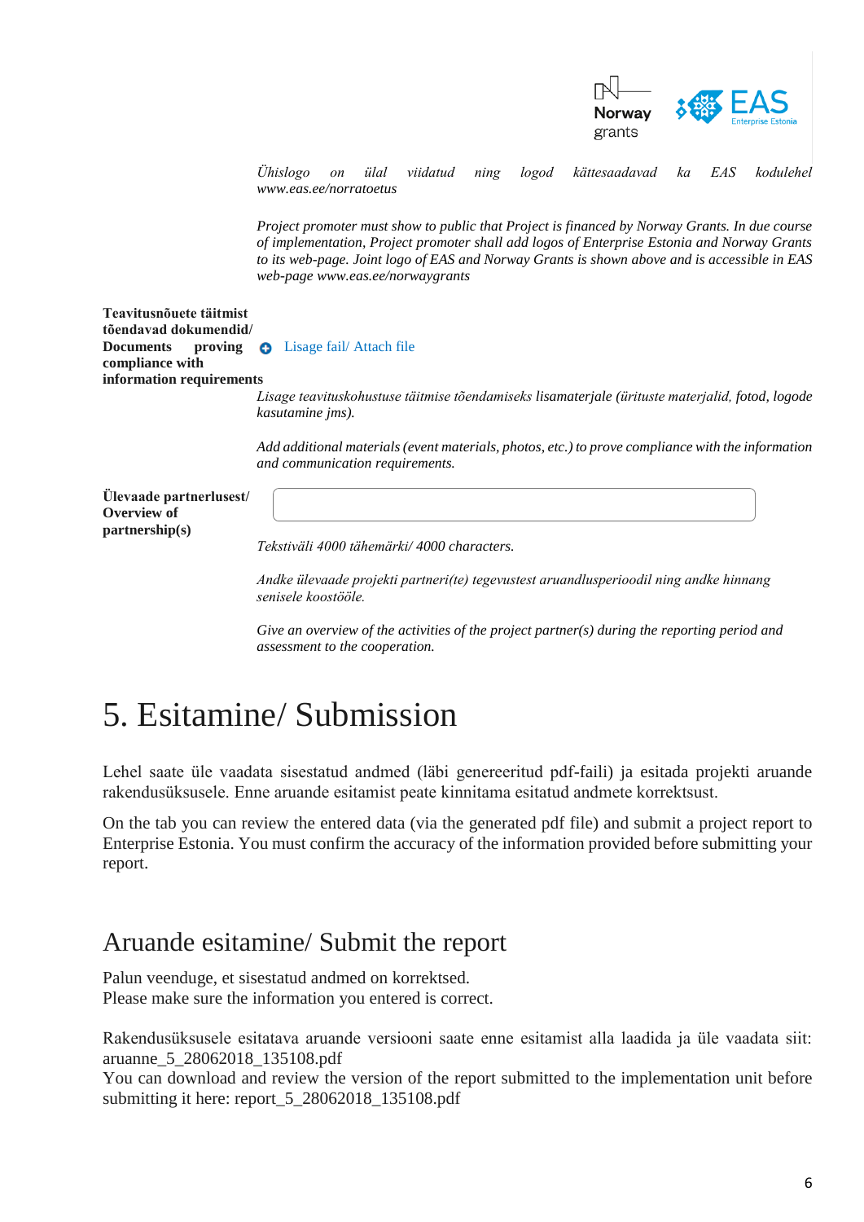*Ühislogo on üla l viidatud ning logod kättesaadavad ka EAS kodulehel www.eas.ee/norratoetus*

*Project promoter must show to public that Project is financed by Norway Grants. In due course of implementation, Project promoter shall add logos of Enterprise Estonia and Norway Grants to its web-page. Joint logo of EAS and Norway Grants is shown above and is accessible in EAS web-page www.eas.ee/norwaygrants*

**Teavitusnõuete täitmist tõendavad dokumendid/ Documents proving compliance with information requirements**

Lisage fail/ Attach file

*Lisage teavituskohustuse täitmise tõendamiseks lisamaterjale (ürituste materjalid, fotod, logode kasutamine jms).*

*Add additional materials (event materials, photos, etc.) to prove compliance with the information and communication requirements.*

**Ülevaade partnerlusest/ Overview of partnership(s)**

*Tekstiväli 4000 tähemärki/ 4000 characters.*

*Andke ülevaade projekti partneri(te) tegevustest aruandlusperioodil ning andke hinnang senisele koostööle.*

*Give an overview of the activities of the project partner(s) during the reporting period and assessment to the cooperation.*

# 5. Esitamine/ Submission

Lehel saate üle vaadata sisestatud andmed (läbi genereeritud pdf-faili) ja esitada projekti aruande rakendusüksusele. Enne aruande esitamist peate kinnitama esitatud andmete korrektsust.

On the tab you can review the entered data (via the generated pdf file) and submit a project report to Enterprise Estonia. You must confirm the accuracy of the information provided before submitting your report.

## Aruande esitamine/ Submit the report

Palun veenduge, et sisestatud andmed on korrektsed.
Please make sure the information you entered is correct.

Rakendusüksusele esitatava aruande versiooni saate enne esitamist alla laadida ja üle vaadata siit: aruanne_5_28062018_135108.pdf
You can download and review the version of the report submitted to the implementation unit before submitting it here: report_5_28062018_135108.pdf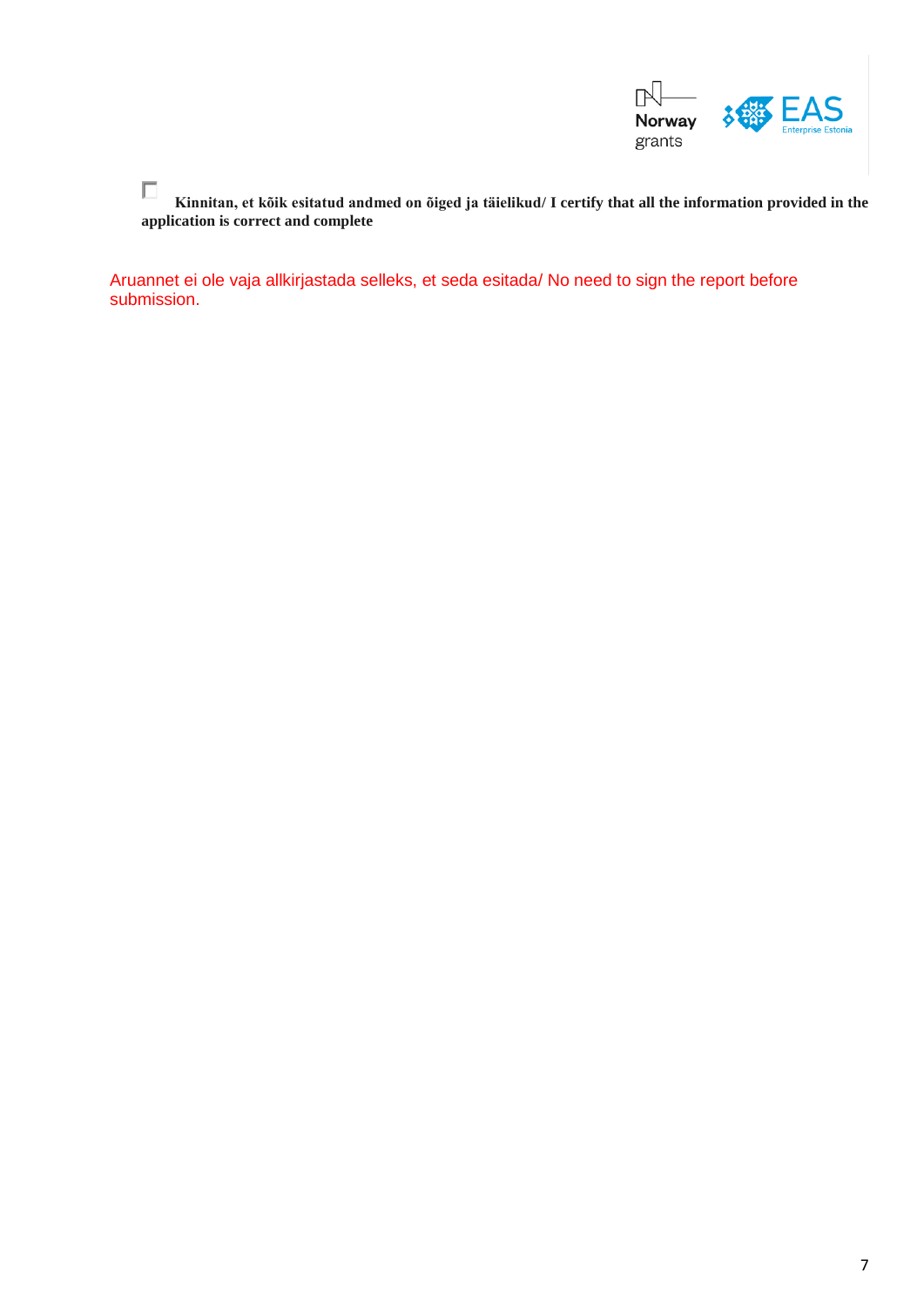☐ **Kinnitan, et kõik esitatud andmed on õiged ja täielikud/ I certify that all the information provided in the application is correct and complete**

Aruannet ei ole vaja allkirjastada selleks, et seda esitada/ No need to sign the report before submission.